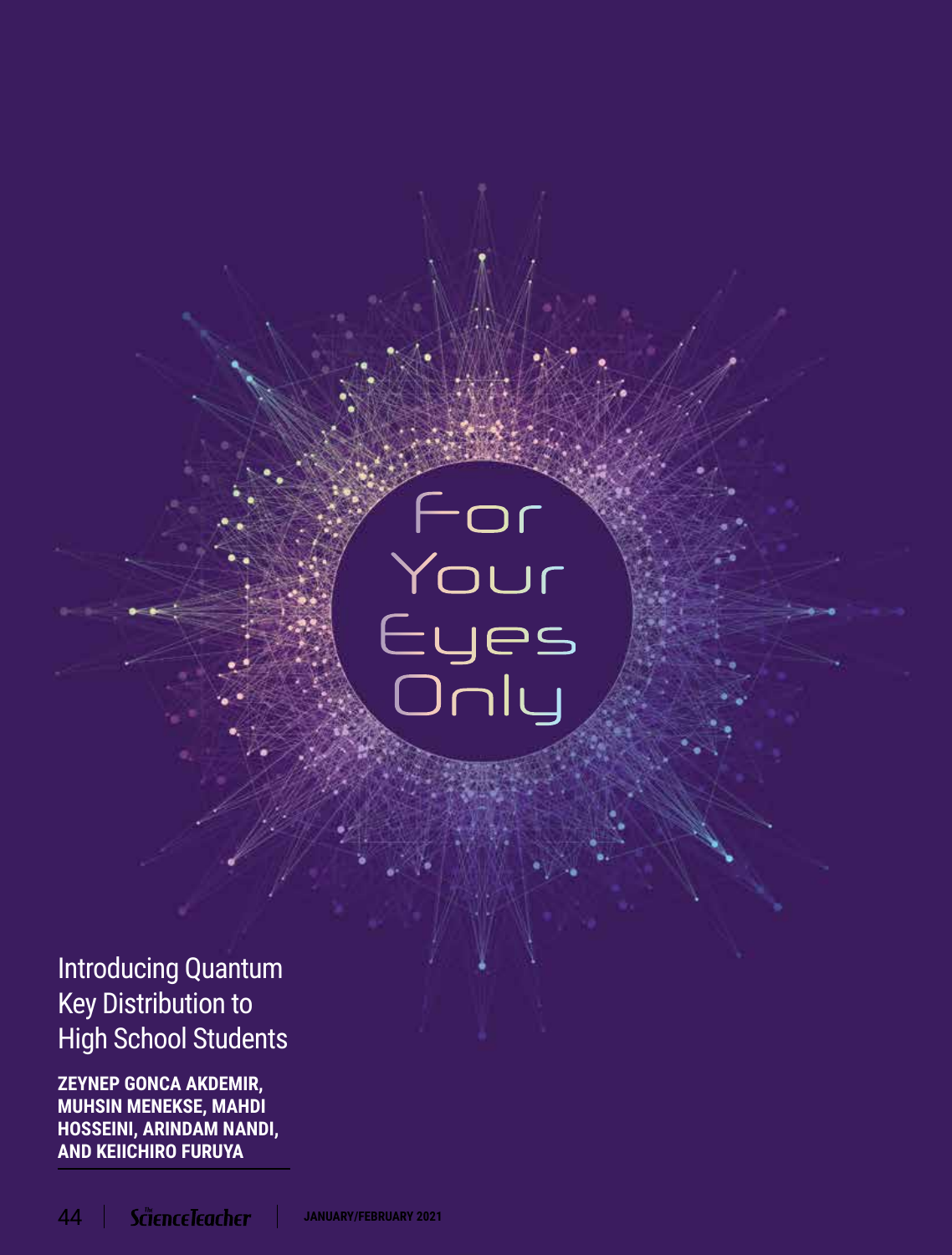# For Your Eyes Only

## Introducing Quantum Key Distribution to High School Students

**ZEYNEP GONCA AKDEMIR, MUHSIN MENEKSE, MAHDI HOSSEINI, ARINDAM NANDI, AND KEIICHIRO FURUYA**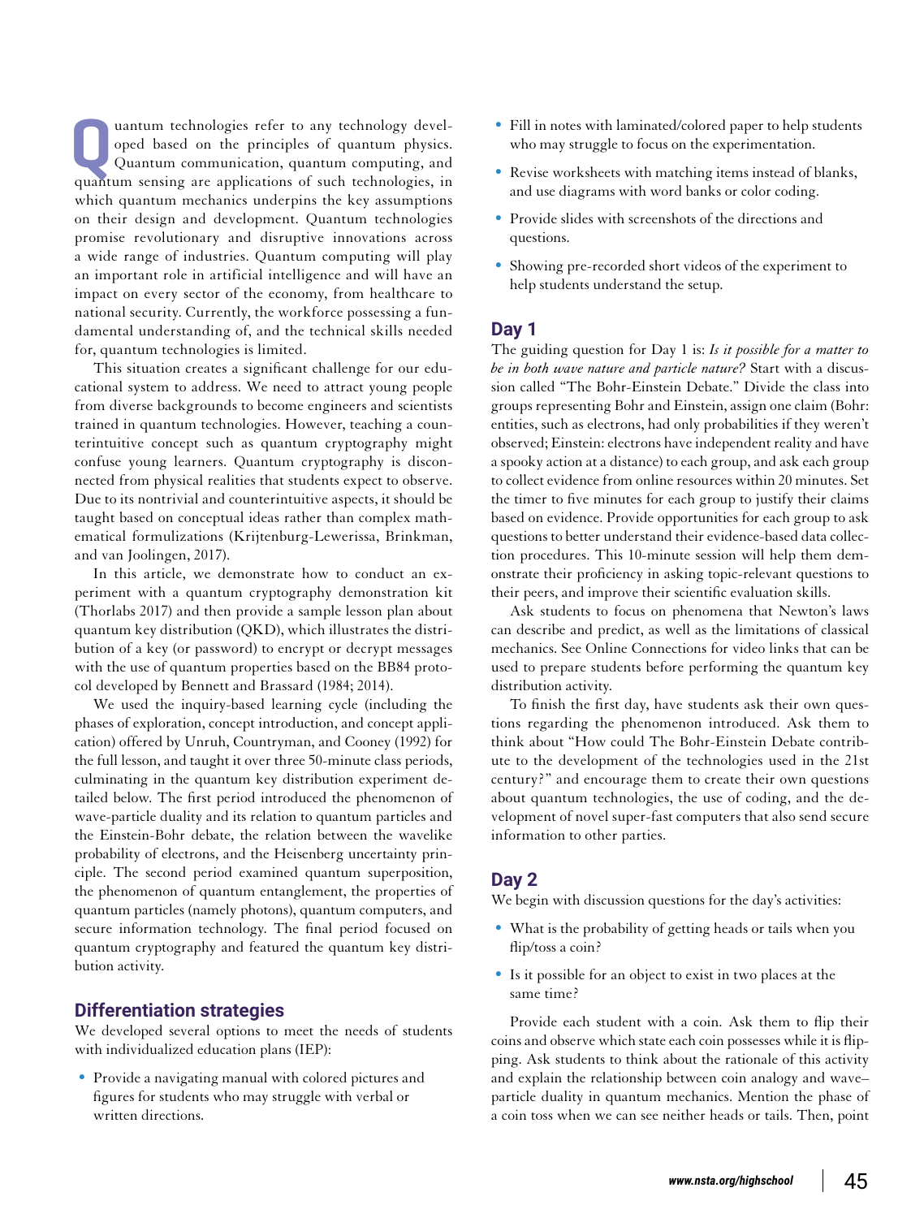Quantum technologies refer to any technology developed based on the principles of quantum physics. Quantum communication, quantum computing, and quantum sensing are applications of such technologies, in which quantum mechanics underpins the key assumptions on their design and development. Quantum technologies promise revolutionary and disruptive innovations across a wide range of industries. Quantum computing will play an important role in artificial intelligence and will have an impact on every sector of the economy, from healthcare to national security. Currently, the workforce possessing a fundamental understanding of, and the technical skills needed for, quantum technologies is limited.

This situation creates a significant challenge for our educational system to address. We need to attract young people from diverse backgrounds to become engineers and scientists trained in quantum technologies. However, teaching a counterintuitive concept such as quantum cryptography might confuse young learners. Quantum cryptography is disconnected from physical realities that students expect to observe. Due to its nontrivial and counterintuitive aspects, it should be taught based on conceptual ideas rather than complex mathematical formulizations (Krijtenburg-Lewerissa, Brinkman, and van Joolingen, 2017).

In this article, we demonstrate how to conduct an experiment with a quantum cryptography demonstration kit (Thorlabs 2017) and then provide a sample lesson plan about quantum key distribution (QKD), which illustrates the distribution of a key (or password) to encrypt or decrypt messages with the use of quantum properties based on the BB84 protocol developed by Bennett and Brassard (1984; 2014).

We used the inquiry-based learning cycle (including the phases of exploration, concept introduction, and concept application) offered by Unruh, Countryman, and Cooney (1992) for the full lesson, and taught it over three 50-minute class periods, culminating in the quantum key distribution experiment detailed below. The first period introduced the phenomenon of wave-particle duality and its relation to quantum particles and the Einstein-Bohr debate, the relation between the wavelike probability of electrons, and the Heisenberg uncertainty principle. The second period examined quantum superposition, the phenomenon of quantum entanglement, the properties of quantum particles (namely photons), quantum computers, and secure information technology. The final period focused on quantum cryptography and featured the quantum key distribution activity.

## Differentiation strategies

We developed several options to meet the needs of students with individualized education plans (IEP):

- Provide a navigating manual with colored pictures and figures for students who may struggle with verbal or written directions.
- Fill in notes with laminated/colored paper to help students who may struggle to focus on the experimentation.
- Revise worksheets with matching items instead of blanks, and use diagrams with word banks or color coding.
- Provide slides with screenshots of the directions and questions.
- Showing pre-recorded short videos of the experiment to help students understand the setup.

## Day 1

The guiding question for Day 1 is: *Is it possible for a matter to be in both wave nature and particle nature?* Start with a discussion called "The Bohr-Einstein Debate." Divide the class into groups representing Bohr and Einstein, assign one claim (Bohr: entities, such as electrons, had only probabilities if they weren't observed; Einstein: electrons have independent reality and have a spooky action at a distance) to each group, and ask each group to collect evidence from online resources within 20 minutes. Set the timer to five minutes for each group to justify their claims based on evidence. Provide opportunities for each group to ask questions to better understand their evidence-based data collection procedures. This 10-minute session will help them demonstrate their proficiency in asking topic-relevant questions to their peers, and improve their scientific evaluation skills.

Ask students to focus on phenomena that Newton's laws can describe and predict, as well as the limitations of classical mechanics. See Online Connections for video links that can be used to prepare students before performing the quantum key distribution activity.

To finish the first day, have students ask their own questions regarding the phenomenon introduced. Ask them to think about "How could The Bohr-Einstein Debate contribute to the development of the technologies used in the 21st century?" and encourage them to create their own questions about quantum technologies, the use of coding, and the development of novel super-fast computers that also send secure information to other parties.

## Day 2

We begin with discussion questions for the day's activities:

- What is the probability of getting heads or tails when you flip/toss a coin?
- Is it possible for an object to exist in two places at the same time?

Provide each student with a coin. Ask them to flip their coins and observe which state each coin possesses while it is flipping. Ask students to think about the rationale of this activity and explain the relationship between coin analogy and wave–particle duality in quantum mechanics. Mention the phase of a coin toss when we can see neither heads or tails. Then, point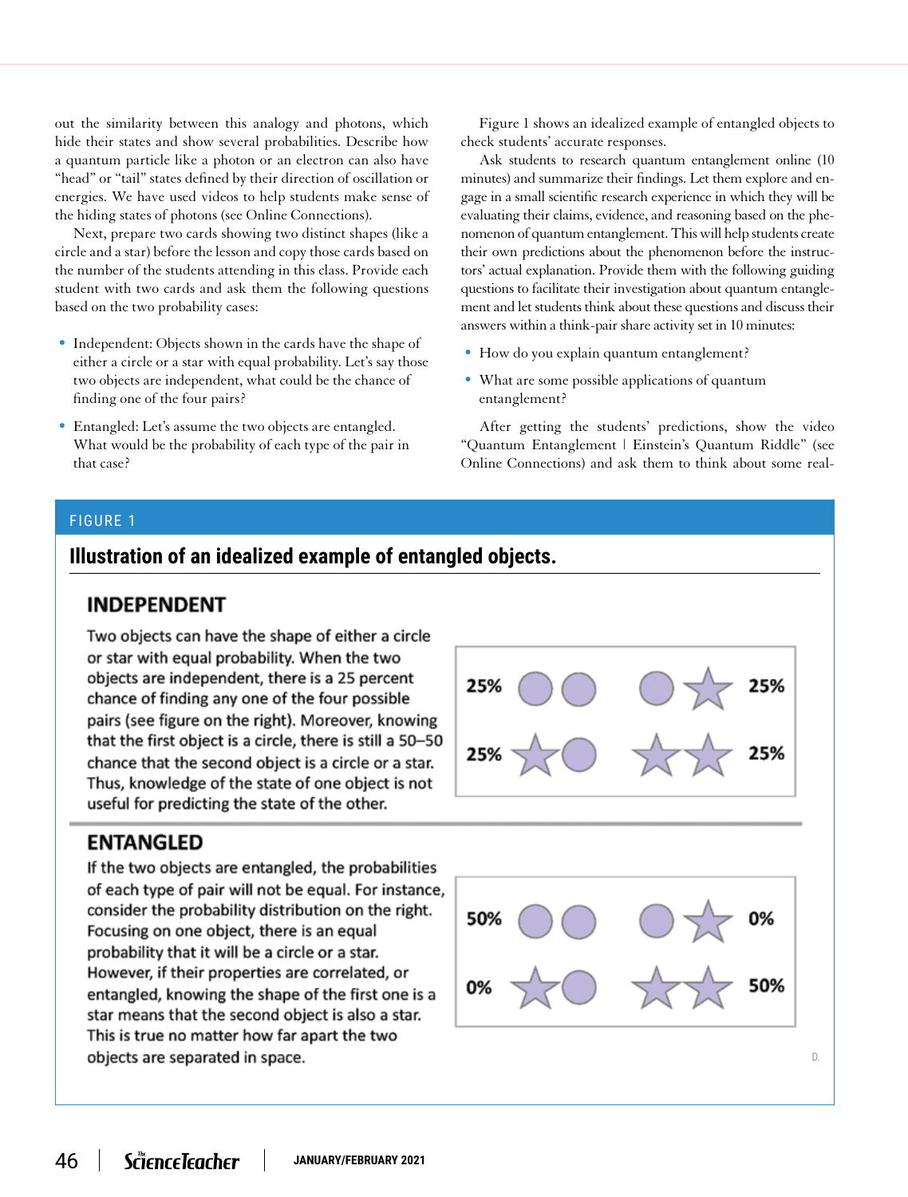out the similarity between this analogy and photons, which hide their states and show several probabilities. Describe how a quantum particle like a photon or an electron can also have "head" or "tail" states defined by their direction of oscillation or energies. We have used videos to help students make sense of the hiding states of photons (see Online Connections).

Next, prepare two cards showing two distinct shapes (like a circle and a star) before the lesson and copy those cards based on the number of the students attending in this class. Provide each student with two cards and ask them the following questions based on the two probability cases:

- Independent: Objects shown in the cards have the shape of either a circle or a star with equal probability. Let's say those two objects are independent, what could be the chance of finding one of the four pairs?
- Entangled: Let's assume the two objects are entangled. What would be the probability of each type of the pair in that case?

Figure 1 shows an idealized example of entangled objects to check students' accurate responses.

Ask students to research quantum entanglement online (10 minutes) and summarize their findings. Let them explore and engage in a small scientific research experience in which they will be evaluating their claims, evidence, and reasoning based on the phenomenon of quantum entanglement. This will help students create their own predictions about the phenomenon before the instructors' actual explanation. Provide them with the following guiding questions to facilitate their investigation about quantum entanglement and let students think about these questions and discuss their answers within a think-pair share activity set in 10 minutes:

- How do you explain quantum entanglement?
- What are some possible applications of quantum entanglement?

After getting the students' predictions, show the video "Quantum Entanglement | Einstein's Quantum Riddle" (see Online Connections) and ask them to think about some real-

FIGURE 1

**Illustration of an idealized example of entangled objects.**

**INDEPENDENT**

Two objects can have the shape of either a circle or star with equal probability. When the two objects are independent, there is a 25 percent chance of finding any one of the four possible pairs (see figure on the right). Moreover, knowing that the first object is a circle, there is still a 50–50 chance that the second object is a circle or a star. Thus, knowledge of the state of one object is not useful for predicting the state of the other.

| Pair | Probability |
| --- | --- |
| Circle, Circle | 25% |
| Circle, Star | 25% |
| Star, Circle | 25% |
| Star, Star | 25% |

**ENTANGLED**

If the two objects are entangled, the probabilities of each type of pair will not be equal. For instance, consider the probability distribution on the right. Focusing on one object, there is an equal probability that it will be a circle or a star. However, if their properties are correlated, or entangled, knowing the shape of the first one is a star means that the second object is also a star. This is true no matter how far apart the two objects are separated in space.

| Pair | Probability |
| --- | --- |
| Circle, Circle | 50% |
| Circle, Star | 0% |
| Star, Circle | 0% |
| Star, Star | 50% |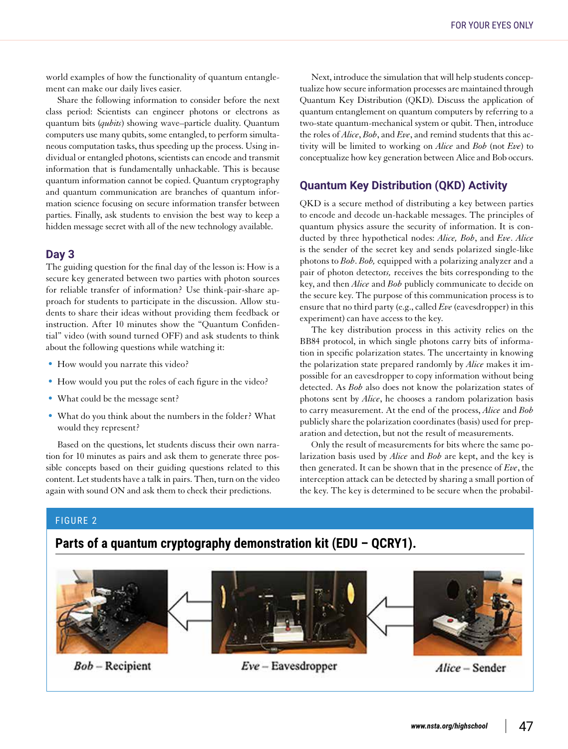world examples of how the functionality of quantum entanglement can make our daily lives easier.

Share the following information to consider before the next class period: Scientists can engineer photons or electrons as quantum bits (*qubits*) showing wave–particle duality. Quantum computers use many qubits, some entangled, to perform simultaneous computation tasks, thus speeding up the process. Using individual or entangled photons, scientists can encode and transmit information that is fundamentally unhackable. This is because quantum information cannot be copied. Quantum cryptography and quantum communication are branches of quantum information science focusing on secure information transfer between parties. Finally, ask students to envision the best way to keep a hidden message secret with all of the new technology available.

## Day 3

The guiding question for the final day of the lesson is: How is a secure key generated between two parties with photon sources for reliable transfer of information? Use think-pair-share approach for students to participate in the discussion. Allow students to share their ideas without providing them feedback or instruction. After 10 minutes show the "Quantum Confidential" video (with sound turned OFF) and ask students to think about the following questions while watching it:

- How would you narrate this video?
- How would you put the roles of each figure in the video?
- What could be the message sent?
- What do you think about the numbers in the folder? What would they represent?

Based on the questions, let students discuss their own narration for 10 minutes as pairs and ask them to generate three possible concepts based on their guiding questions related to this content. Let students have a talk in pairs. Then, turn on the video again with sound ON and ask them to check their predictions.

Next, introduce the simulation that will help students conceptualize how secure information processes are maintained through Quantum Key Distribution (QKD). Discuss the application of quantum entanglement on quantum computers by referring to a two-state quantum-mechanical system or qubit. Then, introduce the roles of *Alice*, *Bob*, and *Eve*, and remind students that this activity will be limited to working on *Alice* and *Bob* (not *Eve*) to conceptualize how key generation between Alice and Bob occurs.

## Quantum Key Distribution (QKD) Activity

QKD is a secure method of distributing a key between parties to encode and decode un-hackable messages. The principles of quantum physics assure the security of information. It is conducted by three hypothetical nodes: *Alice, Bob*, and *Eve*. *Alice* is the sender of the secret key and sends polarized single-like photons to *Bob*. *Bob,* equipped with a polarizing analyzer and a pair of photon detectors*,* receives the bits corresponding to the key, and then *Alice* and *Bob* publicly communicate to decide on the secure key. The purpose of this communication process is to ensure that no third party (e.g., called *Eve* (eavesdropper) in this experiment) can have access to the key.

The key distribution process in this activity relies on the BB84 protocol, in which single photons carry bits of information in specific polarization states. The uncertainty in knowing the polarization state prepared randomly by *Alice* makes it impossible for an eavesdropper to copy information without being detected. As *Bob* also does not know the polarization states of photons sent by *Alice*, he chooses a random polarization basis to carry measurement. At the end of the process, *Alice* and *Bob* publicly share the polarization coordinates (basis) used for preparation and detection, but not the result of measurements.

Only the result of measurements for bits where the same polarization basis used by *Alice* and *Bob* are kept, and the key is then generated. It can be shown that in the presence of *Eve*, the interception attack can be detected by sharing a small portion of the key. The key is determined to be secure when the probabil-

FIGURE 2

**Parts of a quantum cryptography demonstration kit (EDU – QCRY1).**

*Bob* – Recipient | *Eve* – Eavesdropper | *Alice* – Sender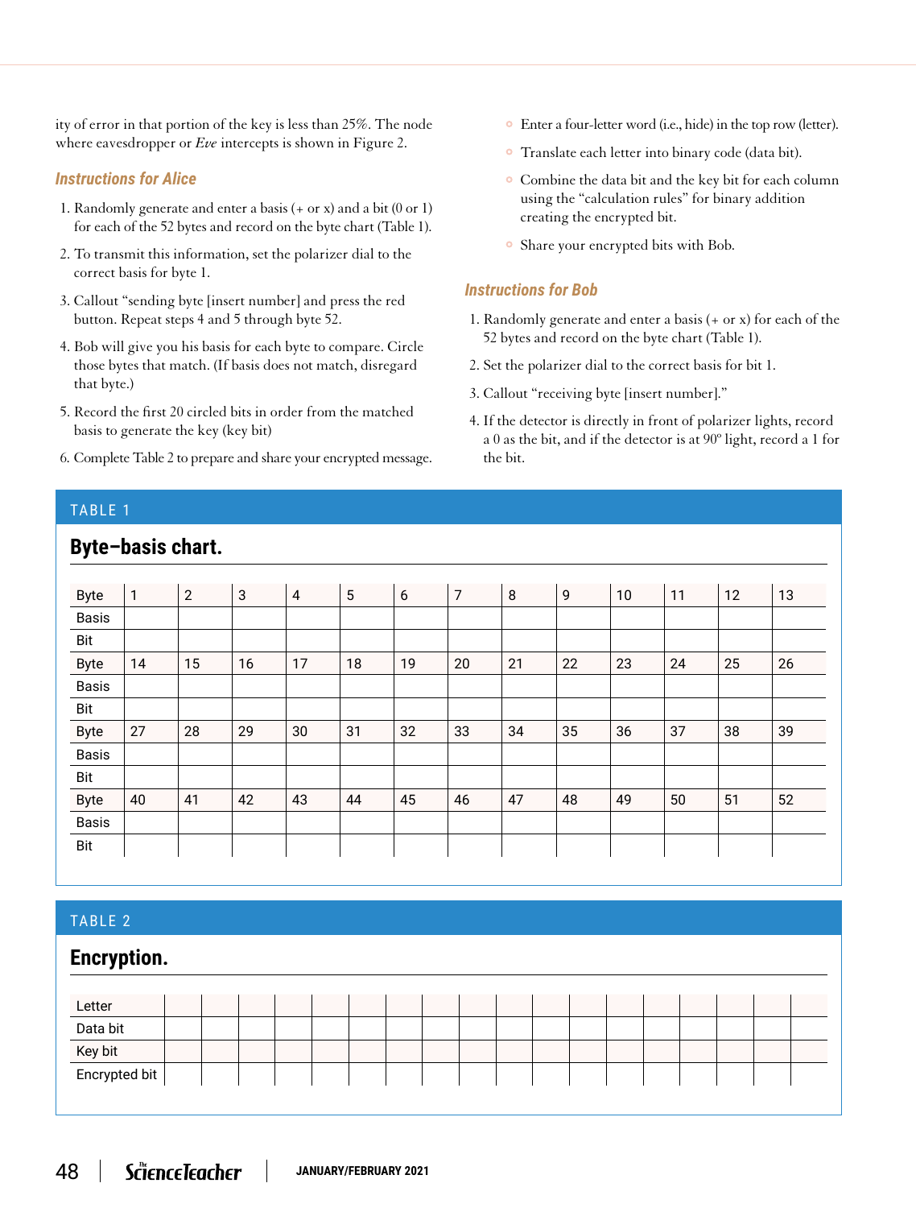ity of error in that portion of the key is less than 25%. The node where eavesdropper or *Eve* intercepts is shown in Figure 2.

### Instructions for Alice

1. Randomly generate and enter a basis (+ or x) and a bit (0 or 1) for each of the 52 bytes and record on the byte chart (Table 1).
2. To transmit this information, set the polarizer dial to the correct basis for byte 1.
3. Callout "sending byte [insert number] and press the red button. Repeat steps 4 and 5 through byte 52.
4. Bob will give you his basis for each byte to compare. Circle those bytes that match. (If basis does not match, disregard that byte.)
5. Record the first 20 circled bits in order from the matched basis to generate the key (key bit)
6. Complete Table 2 to prepare and share your encrypted message.
   - Enter a four-letter word (i.e., hide) in the top row (letter).
   - Translate each letter into binary code (data bit).
   - Combine the data bit and the key bit for each column using the "calculation rules" for binary addition creating the encrypted bit.
   - Share your encrypted bits with Bob.

### Instructions for Bob

1. Randomly generate and enter a basis (+ or x) for each of the 52 bytes and record on the byte chart (Table 1).
2. Set the polarizer dial to the correct basis for bit 1.
3. Callout "receiving byte [insert number]."
4. If the detector is directly in front of polarizer lights, record a 0 as the bit, and if the detector is at 90º light, record a 1 for the bit.

TABLE 1

**Byte–basis chart.**

| Byte | 1 | 2 | 3 | 4 | 5 | 6 | 7 | 8 | 9 | 10 | 11 | 12 | 13 |
|---|---|---|---|---|---|---|---|---|---|---|---|---|---|
| Basis | | | | | | | | | | | | | |
| Bit | | | | | | | | | | | | | |
| Byte | 14 | 15 | 16 | 17 | 18 | 19 | 20 | 21 | 22 | 23 | 24 | 25 | 26 |
| Basis | | | | | | | | | | | | | |
| Bit | | | | | | | | | | | | | |
| Byte | 27 | 28 | 29 | 30 | 31 | 32 | 33 | 34 | 35 | 36 | 37 | 38 | 39 |
| Basis | | | | | | | | | | | | | |
| Bit | | | | | | | | | | | | | |
| Byte | 40 | 41 | 42 | 43 | 44 | 45 | 46 | 47 | 48 | 49 | 50 | 51 | 52 |
| Basis | | | | | | | | | | | | | |
| Bit | | | | | | | | | | | | | |

TABLE 2

**Encryption.**

| Letter | | | | | | | | | | | | | | | | | | |
|---|---|---|---|---|---|---|---|---|---|---|---|---|---|---|---|---|---|---|
| Data bit | | | | | | | | | | | | | | | | | | |
| Key bit | | | | | | | | | | | | | | | | | | |
| Encrypted bit | | | | | | | | | | | | | | | | | | |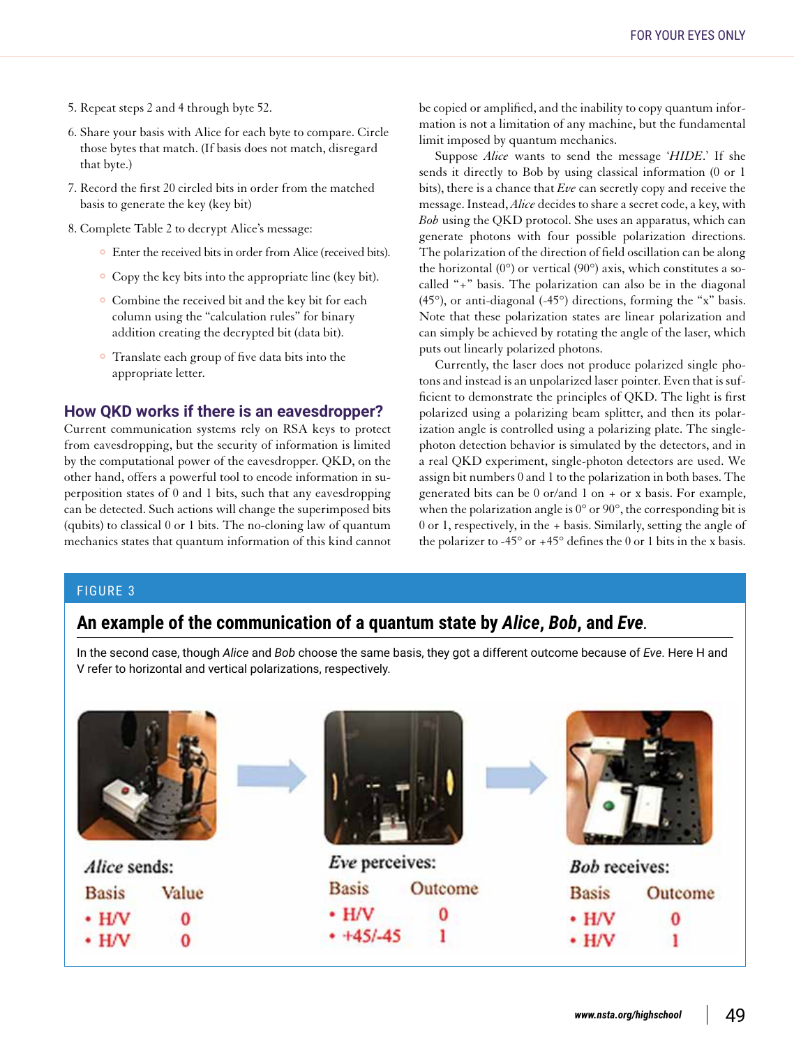5. Repeat steps 2 and 4 through byte 52.
6. Share your basis with Alice for each byte to compare. Circle those bytes that match. (If basis does not match, disregard that byte.)
7. Record the first 20 circled bits in order from the matched basis to generate the key (key bit)
8. Complete Table 2 to decrypt Alice's message:
   - Enter the received bits in order from Alice (received bits).
   - Copy the key bits into the appropriate line (key bit).
   - Combine the received bit and the key bit for each column using the "calculation rules" for binary addition creating the decrypted bit (data bit).
   - Translate each group of five data bits into the appropriate letter.

## How QKD works if there is an eavesdropper?

Current communication systems rely on RSA keys to protect from eavesdropping, but the security of information is limited by the computational power of the eavesdropper. QKD, on the other hand, offers a powerful tool to encode information in superposition states of 0 and 1 bits, such that any eavesdropping can be detected. Such actions will change the superimposed bits (qubits) to classical 0 or 1 bits. The no-cloning law of quantum mechanics states that quantum information of this kind cannot be copied or amplified, and the inability to copy quantum information is not a limitation of any machine, but the fundamental limit imposed by quantum mechanics.

Suppose *Alice* wants to send the message '*HIDE*.' If she sends it directly to Bob by using classical information (0 or 1 bits), there is a chance that *Eve* can secretly copy and receive the message. Instead, *Alice* decides to share a secret code, a key, with *Bob* using the QKD protocol. She uses an apparatus, which can generate photons with four possible polarization directions. The polarization of the direction of field oscillation can be along the horizontal (0°) or vertical (90°) axis, which constitutes a so-called "+" basis. The polarization can also be in the diagonal (45°), or anti-diagonal (-45°) directions, forming the "x" basis. Note that these polarization states are linear polarization and can simply be achieved by rotating the angle of the laser, which puts out linearly polarized photons.

Currently, the laser does not produce polarized single photons and instead is an unpolarized laser pointer. Even that is sufficient to demonstrate the principles of QKD. The light is first polarized using a polarizing beam splitter, and then its polarization angle is controlled using a polarizing plate. The single-photon detection behavior is simulated by the detectors, and in a real QKD experiment, single-photon detectors are used. We assign bit numbers 0 and 1 to the polarization in both bases. The generated bits can be 0 or/and 1 on + or x basis. For example, when the polarization angle is 0° or 90°, the corresponding bit is 0 or 1, respectively, in the + basis. Similarly, setting the angle of the polarizer to -45° or +45° defines the 0 or 1 bits in the x basis.

FIGURE 3

**An example of the communication of a quantum state by *Alice*, *Bob*, and *Eve*.**

In the second case, though *Alice* and *Bob* choose the same basis, they got a different outcome because of *Eve*. Here H and V refer to horizontal and vertical polarizations, respectively.

*Alice* sends:

| Basis | Value |
|---|---|
| • H/V | 0 |
| • H/V | 0 |

*Eve* perceives:

| Basis | Outcome |
|---|---|
| • H/V | 0 |
| • +45/-45 | 1 |

*Bob* receives:

| Basis | Outcome |
|---|---|
| • H/V | 0 |
| • H/V | 1 |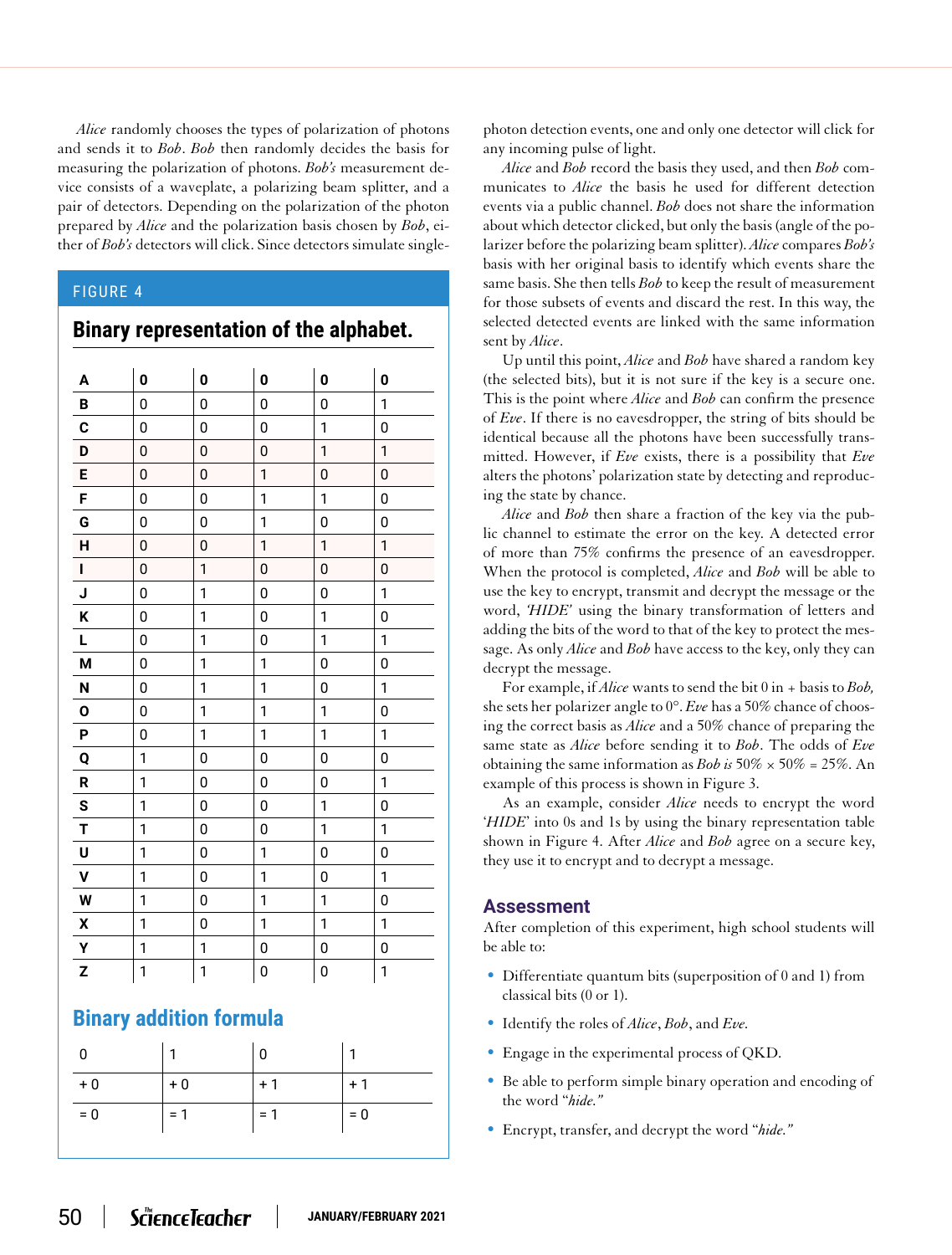*Alice* randomly chooses the types of polarization of photons and sends it to *Bob*. *Bob* then randomly decides the basis for measuring the polarization of photons. *Bob's* measurement device consists of a waveplate, a polarizing beam splitter, and a pair of detectors. Depending on the polarization of the photon prepared by *Alice* and the polarization basis chosen by *Bob*, either of *Bob's* detectors will click. Since detectors simulate single-photon detection events, one and only one detector will click for any incoming pulse of light.

*Alice* and *Bob* record the basis they used, and then *Bob* communicates to *Alice* the basis he used for different detection events via a public channel. *Bob* does not share the information about which detector clicked, but only the basis (angle of the polarizer before the polarizing beam splitter). *Alice* compares *Bob's* basis with her original basis to identify which events share the same basis. She then tells *Bob* to keep the result of measurement for those subsets of events and discard the rest. In this way, the selected detected events are linked with the same information sent by *Alice*.

Up until this point, *Alice* and *Bob* have shared a random key (the selected bits), but it is not sure if the key is a secure one. This is the point where *Alice* and *Bob* can confirm the presence of *Eve*. If there is no eavesdropper, the string of bits should be identical because all the photons have been successfully transmitted. However, if *Eve* exists, there is a possibility that *Eve* alters the photons' polarization state by detecting and reproducing the state by chance.

*Alice* and *Bob* then share a fraction of the key via the public channel to estimate the error on the key. A detected error of more than 75% confirms the presence of an eavesdropper. When the protocol is completed, *Alice* and *Bob* will be able to use the key to encrypt, transmit and decrypt the message or the word, *'HIDE'* using the binary transformation of letters and adding the bits of the word to that of the key to protect the message. As only *Alice* and *Bob* have access to the key, only they can decrypt the message.

For example, if *Alice* wants to send the bit 0 in + basis to *Bob,* she sets her polarizer angle to 0°. *Eve* has a 50% chance of choosing the correct basis as *Alice* and a 50% chance of preparing the same state as *Alice* before sending it to *Bob*. The odds of *Eve* obtaining the same information as *Bob is* 50% × 50% = 25%. An example of this process is shown in Figure 3.

As an example, consider *Alice* needs to encrypt the word '*HIDE*' into 0s and 1s by using the binary representation table shown in Figure 4. After *Alice* and *Bob* agree on a secure key, they use it to encrypt and to decrypt a message.

FIGURE 4

**Binary representation of the alphabet.**

| **A** | **0** | **0** | **0** | **0** | **0** |
|---|---|---|---|---|---|
| **B** | 0 | 0 | 0 | 0 | 1 |
| **C** | 0 | 0 | 0 | 1 | 0 |
| **D** | 0 | 0 | 0 | 1 | 1 |
| **E** | 0 | 0 | 1 | 0 | 0 |
| **F** | 0 | 0 | 1 | 1 | 0 |
| **G** | 0 | 0 | 1 | 0 | 0 |
| **H** | 0 | 0 | 1 | 1 | 1 |
| **I** | 0 | 1 | 0 | 0 | 0 |
| **J** | 0 | 1 | 0 | 0 | 1 |
| **K** | 0 | 1 | 0 | 1 | 0 |
| **L** | 0 | 1 | 0 | 1 | 1 |
| **M** | 0 | 1 | 1 | 0 | 0 |
| **N** | 0 | 1 | 1 | 0 | 1 |
| **O** | 0 | 1 | 1 | 1 | 0 |
| **P** | 0 | 1 | 1 | 1 | 1 |
| **Q** | 1 | 0 | 0 | 0 | 0 |
| **R** | 1 | 0 | 0 | 0 | 1 |
| **S** | 1 | 0 | 0 | 1 | 0 |
| **T** | 1 | 0 | 0 | 1 | 1 |
| **U** | 1 | 0 | 1 | 0 | 0 |
| **V** | 1 | 0 | 1 | 0 | 1 |
| **W** | 1 | 0 | 1 | 1 | 0 |
| **X** | 1 | 0 | 1 | 1 | 1 |
| **Y** | 1 | 1 | 0 | 0 | 0 |
| **Z** | 1 | 1 | 0 | 0 | 1 |

**Binary addition formula**

| 0 | 1 | 0 | 1 |
|---|---|---|---|
| + 0 | + 0 | + 1 | + 1 |
| = 0 | = 1 | = 1 | = 0 |

## Assessment

After completion of this experiment, high school students will be able to:

- Differentiate quantum bits (superposition of 0 and 1) from classical bits (0 or 1).
- Identify the roles of *Alice*, *Bob*, and *Eve*.
- Engage in the experimental process of QKD.
- Be able to perform simple binary operation and encoding of the word "*hide."*
- Encrypt, transfer, and decrypt the word "*hide."*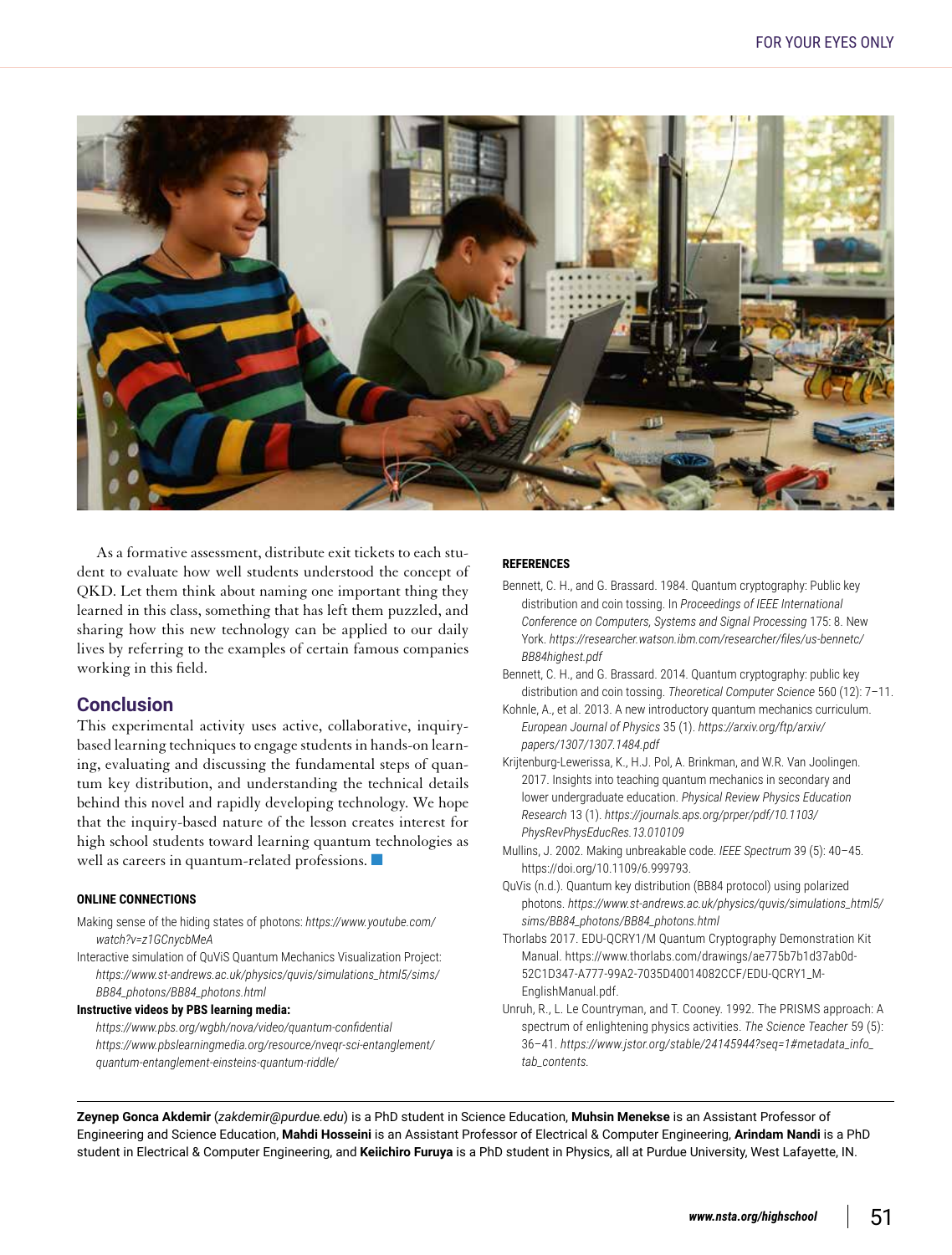As a formative assessment, distribute exit tickets to each student to evaluate how well students understood the concept of QKD. Let them think about naming one important thing they learned in this class, something that has left them puzzled, and sharing how this new technology can be applied to our daily lives by referring to the examples of certain famous companies working in this field.

## Conclusion

This experimental activity uses active, collaborative, inquiry-based learning techniques to engage students in hands-on learning, evaluating and discussing the fundamental steps of quantum key distribution, and understanding the technical details behind this novel and rapidly developing technology. We hope that the inquiry-based nature of the lesson creates interest for high school students toward learning quantum technologies as well as careers in quantum-related professions. ■

### ONLINE CONNECTIONS

Making sense of the hiding states of photons: *https://www.youtube.com/watch?v=z1GCnycbMeA*

Interactive simulation of QuViS Quantum Mechanics Visualization Project: *https://www.st-andrews.ac.uk/physics/quvis/simulations_html5/sims/BB84_photons/BB84_photons.html*

**Instructive videos by PBS learning media:**

*https://www.pbs.org/wgbh/nova/video/quantum-confidential*
*https://www.pbslearningmedia.org/resource/nveqr-sci-entanglement/quantum-entanglement-einsteins-quantum-riddle/*

### REFERENCES

Bennett, C. H., and G. Brassard. 1984. Quantum cryptography: Public key distribution and coin tossing. In *Proceedings of IEEE International Conference on Computers, Systems and Signal Processing* 175: 8. New York. *https://researcher.watson.ibm.com/researcher/files/us-bennetc/BB84highest.pdf*

Bennett, C. H., and G. Brassard. 2014. Quantum cryptography: public key distribution and coin tossing. *Theoretical Computer Science* 560 (12): 7–11.

Kohnle, A., et al. 2013. A new introductory quantum mechanics curriculum. *European Journal of Physics* 35 (1). *https://arxiv.org/ftp/arxiv/papers/1307/1307.1484.pdf*

Krijtenburg-Lewerissa, K., H.J. Pol, A. Brinkman, and W.R. Van Joolingen. 2017. Insights into teaching quantum mechanics in secondary and lower undergraduate education. *Physical Review Physics Education Research* 13 (1). *https://journals.aps.org/prper/pdf/10.1103/PhysRevPhysEducRes.13.010109*

Mullins, J. 2002. Making unbreakable code. *IEEE Spectrum* 39 (5): 40–45. https://doi.org/10.1109/6.999793.

QuVis (n.d.). Quantum key distribution (BB84 protocol) using polarized photons. *https://www.st-andrews.ac.uk/physics/quvis/simulations_html5/sims/BB84_photons/BB84_photons.html*

Thorlabs 2017. EDU-QCRY1/M Quantum Cryptography Demonstration Kit Manual. https://www.thorlabs.com/drawings/ae775b7b1d37ab0d-52C1D347-A777-99A2-7035D40014082CCF/EDU-QCRY1_M-EnglishManual.pdf.

Unruh, R., L. Le Countryman, and T. Cooney. 1992. The PRISMS approach: A spectrum of enlightening physics activities. *The Science Teacher* 59 (5): 36–41. *https://www.jstor.org/stable/24145944?seq=1#metadata_info_tab_contents.*

---

**Zeynep Gonca Akdemir** (*zakdemir@purdue.edu*) is a PhD student in Science Education, **Muhsin Menekse** is an Assistant Professor of Engineering and Science Education, **Mahdi Hosseini** is an Assistant Professor of Electrical & Computer Engineering, **Arindam Nandi** is a PhD student in Electrical & Computer Engineering, and **Keiichiro Furuya** is a PhD student in Physics, all at Purdue University, West Lafayette, IN.